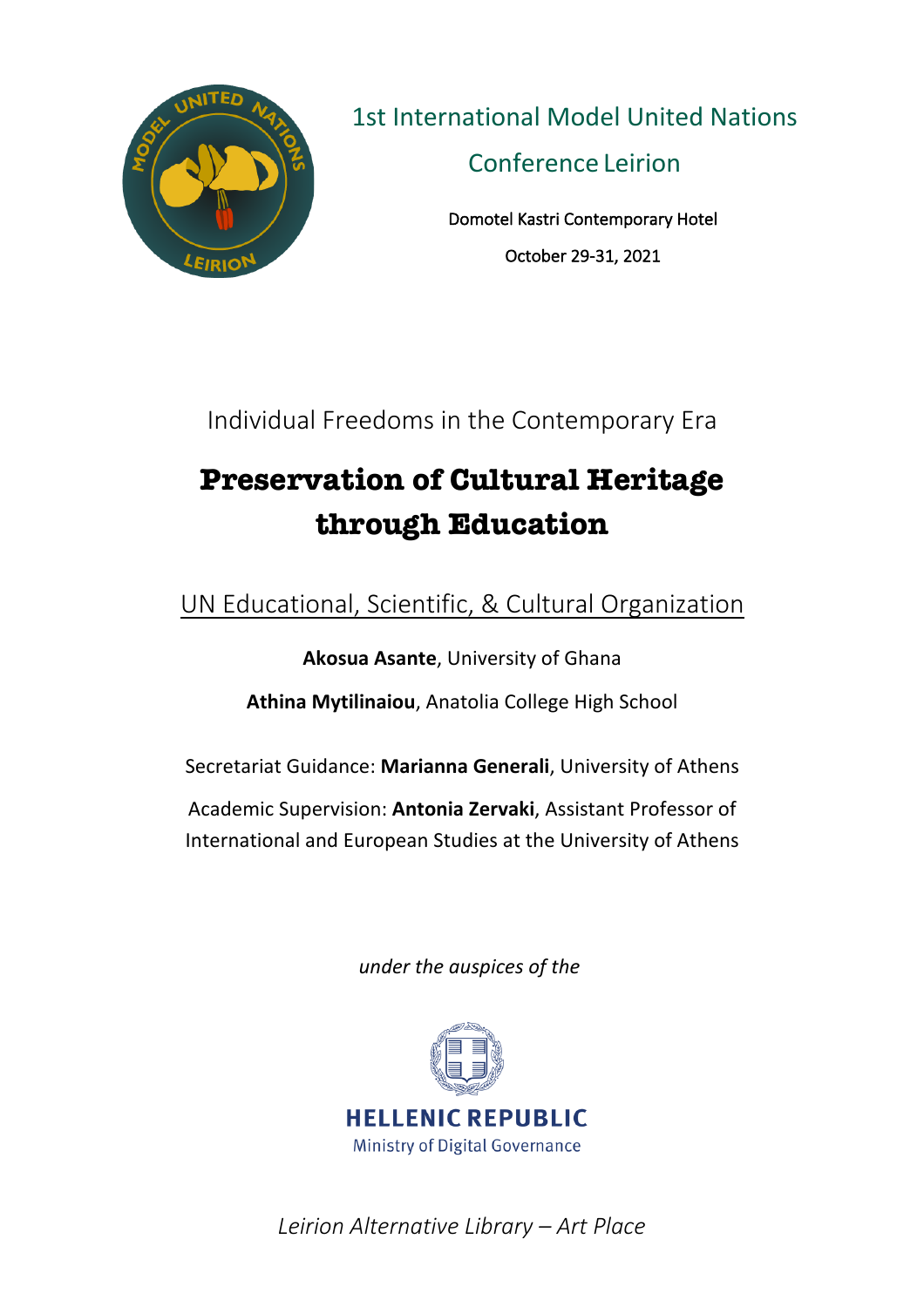1st International Model United Nations

Conference Leirion

Domotel Kastri Contemporary Hotel

October 29-31, 2021

Individual Freedoms in the Contemporary Era

# Preservation of Cultural Heritage through Education

UN Educational, Scientific, & Cultural Organization

**Akosua Asante**, University of Ghana

**Athina Mytilinaiou**, Anatolia College High School

Secretariat Guidance: **Marianna Generali**, University of Athens

Academic Supervision: **Antonia Zervaki**, Assistant Professor of International and European Studies at the University of Athens

*under the auspices of the*

**HELLENIC REPUBLIC**

Ministry of Digital Governance

*Leirion Alternative Library – Art Place*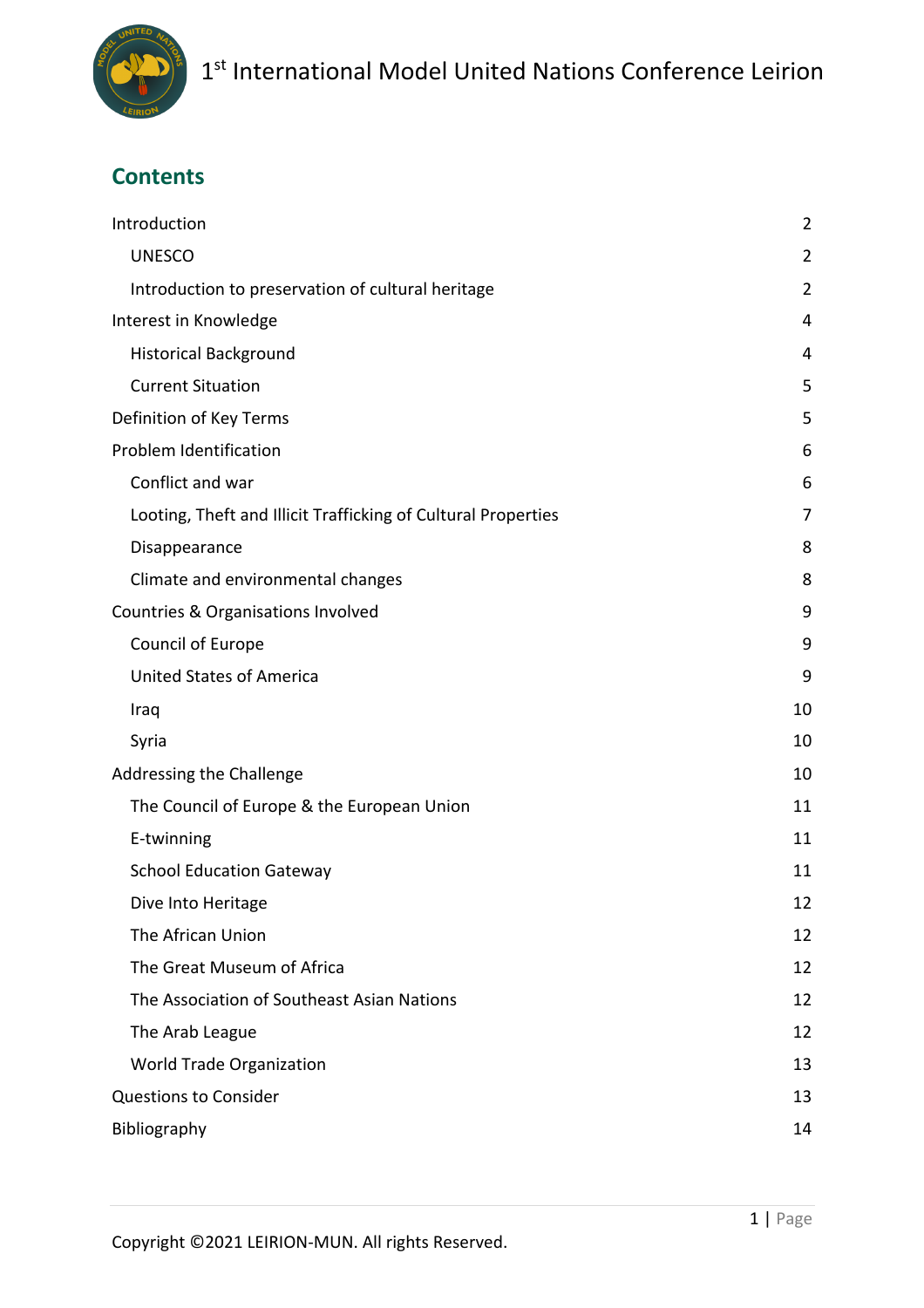## Contents

| | |
|---|---|
| Introduction | 2 |
| UNESCO | 2 |
| Introduction to preservation of cultural heritage | 2 |
| Interest in Knowledge | 4 |
| Historical Background | 4 |
| Current Situation | 5 |
| Definition of Key Terms | 5 |
| Problem Identification | 6 |
| Conflict and war | 6 |
| Looting, Theft and Illicit Trafficking of Cultural Properties | 7 |
| Disappearance | 8 |
| Climate and environmental changes | 8 |
| Countries & Organisations Involved | 9 |
| Council of Europe | 9 |
| United States of America | 9 |
| Iraq | 10 |
| Syria | 10 |
| Addressing the Challenge | 10 |
| The Council of Europe & the European Union | 11 |
| E-twinning | 11 |
| School Education Gateway | 11 |
| Dive Into Heritage | 12 |
| The African Union | 12 |
| The Great Museum of Africa | 12 |
| The Association of Southeast Asian Nations | 12 |
| The Arab League | 12 |
| World Trade Organization | 13 |
| Questions to Consider | 13 |
| Bibliography | 14 |

Copyright ©2021 LEIRION-MUN. All rights Reserved.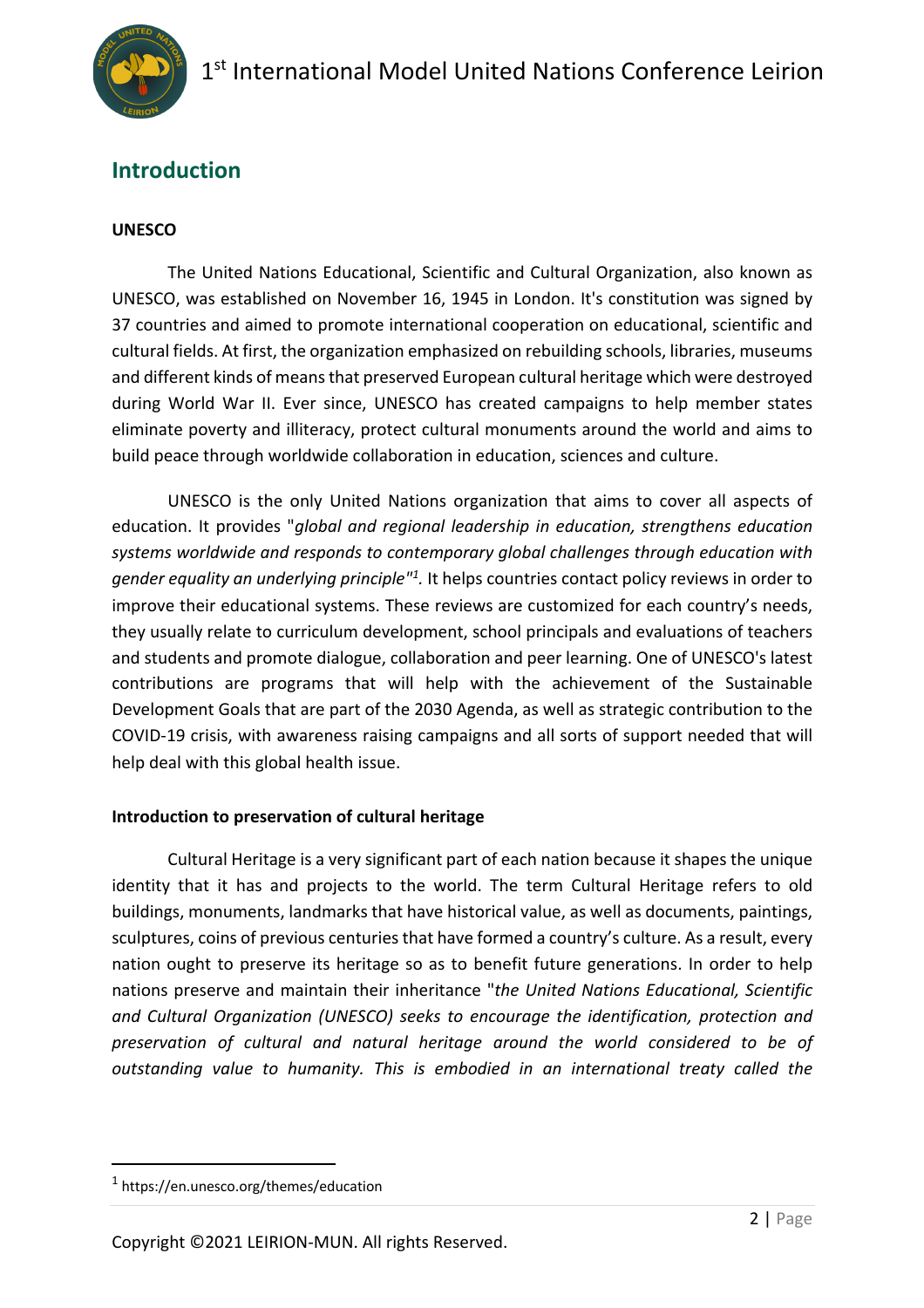## Introduction

**UNESCO**

The United Nations Educational, Scientific and Cultural Organization, also known as UNESCO, was established on November 16, 1945 in London. It's constitution was signed by 37 countries and aimed to promote international cooperation on educational, scientific and cultural fields. At first, the organization emphasized on rebuilding schools, libraries, museums and different kinds of means that preserved European cultural heritage which were destroyed during World War II. Ever since, UNESCO has created campaigns to help member states eliminate poverty and illiteracy, protect cultural monuments around the world and aims to build peace through worldwide collaboration in education, sciences and culture.

UNESCO is the only United Nations organization that aims to cover all aspects of education. It provides "*global and regional leadership in education, strengthens education systems worldwide and responds to contemporary global challenges through education with gender equality an underlying principle*"[1]. It helps countries contact policy reviews in order to improve their educational systems. These reviews are customized for each country's needs, they usually relate to curriculum development, school principals and evaluations of teachers and students and promote dialogue, collaboration and peer learning. One of UNESCO's latest contributions are programs that will help with the achievement of the Sustainable Development Goals that are part of the 2030 Agenda, as well as strategic contribution to the COVID-19 crisis, with awareness raising campaigns and all sorts of support needed that will help deal with this global health issue.

**Introduction to preservation of cultural heritage**

Cultural Heritage is a very significant part of each nation because it shapes the unique identity that it has and projects to the world. The term Cultural Heritage refers to old buildings, monuments, landmarks that have historical value, as well as documents, paintings, sculptures, coins of previous centuries that have formed a country's culture. As a result, every nation ought to preserve its heritage so as to benefit future generations. In order to help nations preserve and maintain their inheritance "*the United Nations Educational, Scientific and Cultural Organization (UNESCO) seeks to encourage the identification, protection and preservation of cultural and natural heritage around the world considered to be of outstanding value to humanity. This is embodied in an international treaty called the*

[1] https://en.unesco.org/themes/education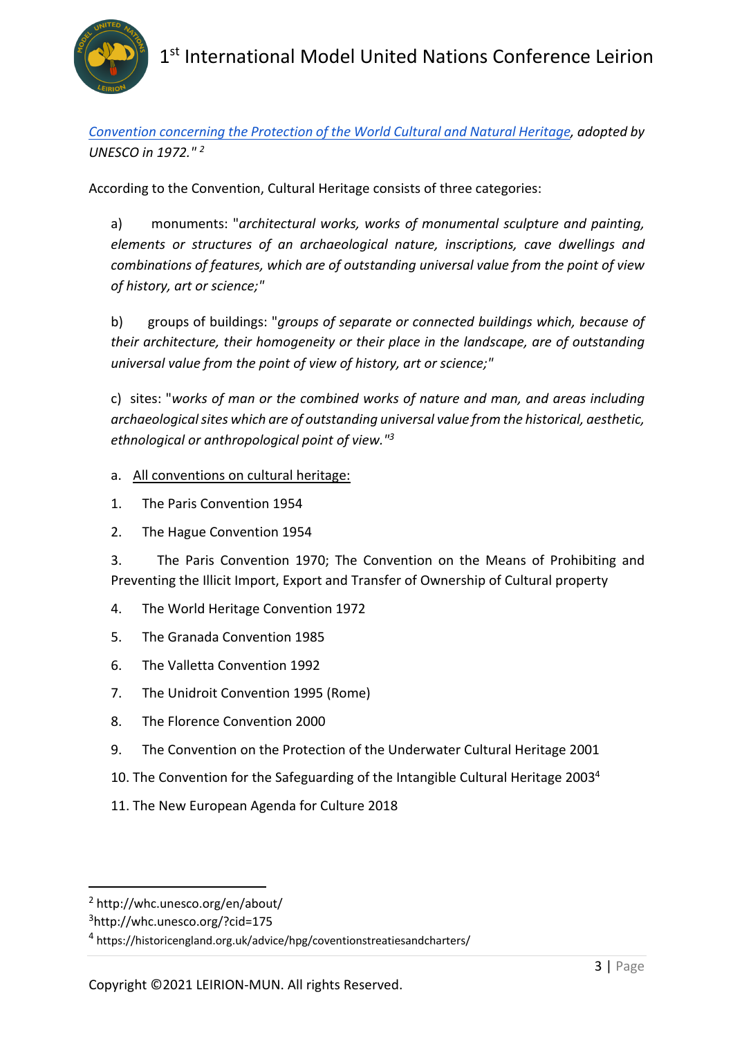[Convention concerning the Protection of the World Cultural and Natural Heritage](http://whc.unesco.org/en/about/)*, adopted by UNESCO in 1972."* [2]

According to the Convention, Cultural Heritage consists of three categories:

a) monuments: "*architectural works, works of monumental sculpture and painting, elements or structures of an archaeological nature, inscriptions, cave dwellings and combinations of features, which are of outstanding universal value from the point of view of history, art or science;*"

b) groups of buildings: "*groups of separate or connected buildings which, because of their architecture, their homogeneity or their place in the landscape, are of outstanding universal value from the point of view of history, art or science;*"

c) sites: "*works of man or the combined works of nature and man, and areas including archaeological sites which are of outstanding universal value from the historical, aesthetic, ethnological or anthropological point of view.*"[3]

a. <u>All conventions on cultural heritage:</u>

1. The Paris Convention 1954
2. The Hague Convention 1954
3. The Paris Convention 1970; The Convention on the Means of Prohibiting and Preventing the Illicit Import, Export and Transfer of Ownership of Cultural property
4. The World Heritage Convention 1972
5. The Granada Convention 1985
6. The Valletta Convention 1992
7. The Unidroit Convention 1995 (Rome)
8. The Florence Convention 2000
9. The Convention on the Protection of the Underwater Cultural Heritage 2001
10. The Convention for the Safeguarding of the Intangible Cultural Heritage 2003[4]
11. The New European Agenda for Culture 2018

---

[2] http://whc.unesco.org/en/about/

[3] http://whc.unesco.org/?cid=175

[4] https://historicengland.org.uk/advice/hpg/coventionstreatiesandcharters/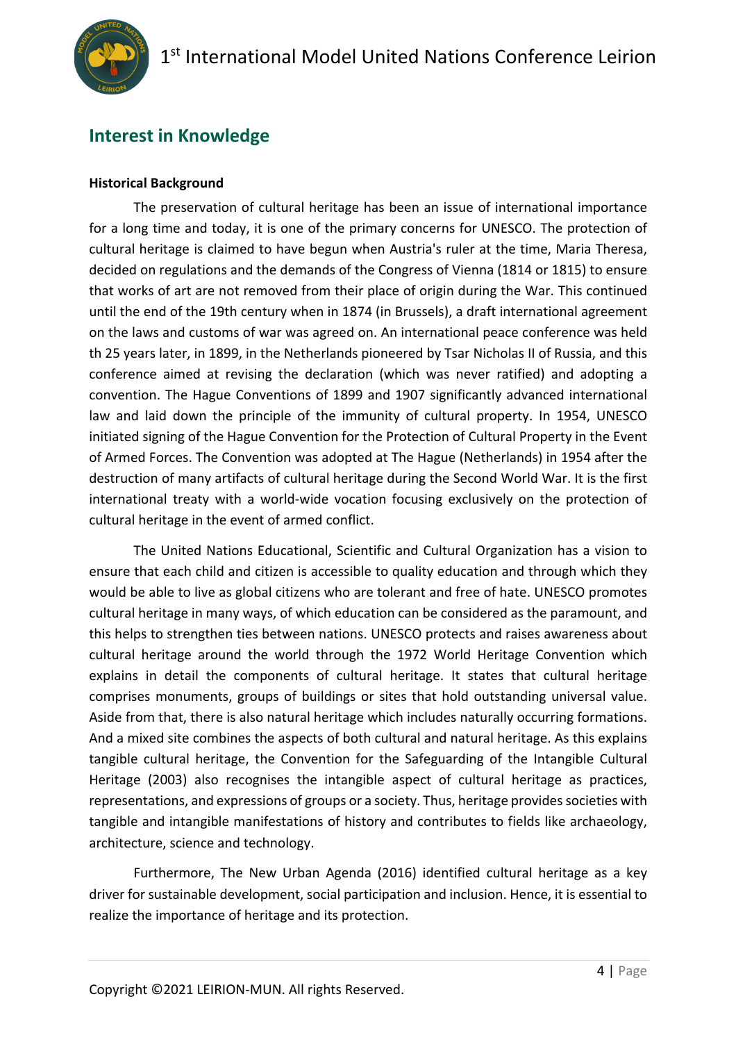## Interest in Knowledge

**Historical Background**

The preservation of cultural heritage has been an issue of international importance for a long time and today, it is one of the primary concerns for UNESCO. The protection of cultural heritage is claimed to have begun when Austria's ruler at the time, Maria Theresa, decided on regulations and the demands of the Congress of Vienna (1814 or 1815) to ensure that works of art are not removed from their place of origin during the War. This continued until the end of the 19th century when in 1874 (in Brussels), a draft international agreement on the laws and customs of war was agreed on. An international peace conference was held th 25 years later, in 1899, in the Netherlands pioneered by Tsar Nicholas II of Russia, and this conference aimed at revising the declaration (which was never ratified) and adopting a convention. The Hague Conventions of 1899 and 1907 significantly advanced international law and laid down the principle of the immunity of cultural property. In 1954, UNESCO initiated signing of the Hague Convention for the Protection of Cultural Property in the Event of Armed Forces. The Convention was adopted at The Hague (Netherlands) in 1954 after the destruction of many artifacts of cultural heritage during the Second World War. It is the first international treaty with a world-wide vocation focusing exclusively on the protection of cultural heritage in the event of armed conflict.

The United Nations Educational, Scientific and Cultural Organization has a vision to ensure that each child and citizen is accessible to quality education and through which they would be able to live as global citizens who are tolerant and free of hate. UNESCO promotes cultural heritage in many ways, of which education can be considered as the paramount, and this helps to strengthen ties between nations. UNESCO protects and raises awareness about cultural heritage around the world through the 1972 World Heritage Convention which explains in detail the components of cultural heritage. It states that cultural heritage comprises monuments, groups of buildings or sites that hold outstanding universal value. Aside from that, there is also natural heritage which includes naturally occurring formations. And a mixed site combines the aspects of both cultural and natural heritage. As this explains tangible cultural heritage, the Convention for the Safeguarding of the Intangible Cultural Heritage (2003) also recognises the intangible aspect of cultural heritage as practices, representations, and expressions of groups or a society. Thus, heritage provides societies with tangible and intangible manifestations of history and contributes to fields like archaeology, architecture, science and technology.

Furthermore, The New Urban Agenda (2016) identified cultural heritage as a key driver for sustainable development, social participation and inclusion. Hence, it is essential to realize the importance of heritage and its protection.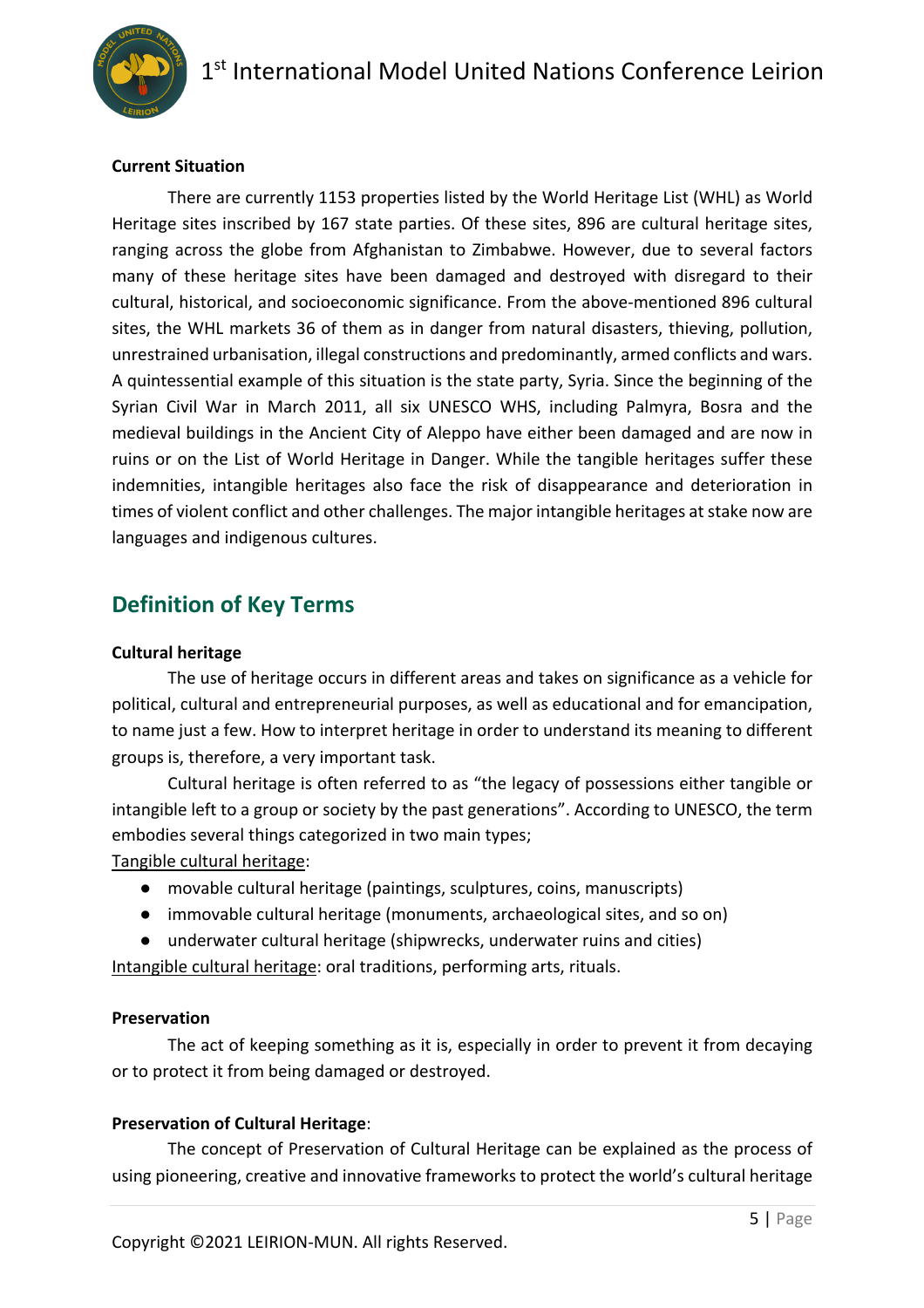**Current Situation**

There are currently 1153 properties listed by the World Heritage List (WHL) as World Heritage sites inscribed by 167 state parties. Of these sites, 896 are cultural heritage sites, ranging across the globe from Afghanistan to Zimbabwe. However, due to several factors many of these heritage sites have been damaged and destroyed with disregard to their cultural, historical, and socioeconomic significance. From the above-mentioned 896 cultural sites, the WHL markets 36 of them as in danger from natural disasters, thieving, pollution, unrestrained urbanisation, illegal constructions and predominantly, armed conflicts and wars. A quintessential example of this situation is the state party, Syria. Since the beginning of the Syrian Civil War in March 2011, all six UNESCO WHS, including Palmyra, Bosra and the medieval buildings in the Ancient City of Aleppo have either been damaged and are now in ruins or on the List of World Heritage in Danger. While the tangible heritages suffer these indemnities, intangible heritages also face the risk of disappearance and deterioration in times of violent conflict and other challenges. The major intangible heritages at stake now are languages and indigenous cultures.

## Definition of Key Terms

**Cultural heritage**

The use of heritage occurs in different areas and takes on significance as a vehicle for political, cultural and entrepreneurial purposes, as well as educational and for emancipation, to name just a few. How to interpret heritage in order to understand its meaning to different groups is, therefore, a very important task.

Cultural heritage is often referred to as "the legacy of possessions either tangible or intangible left to a group or society by the past generations". According to UNESCO, the term embodies several things categorized in two main types;

Tangible cultural heritage:

- movable cultural heritage (paintings, sculptures, coins, manuscripts)
- immovable cultural heritage (monuments, archaeological sites, and so on)
- underwater cultural heritage (shipwrecks, underwater ruins and cities)

Intangible cultural heritage: oral traditions, performing arts, rituals.

**Preservation**

The act of keeping something as it is, especially in order to prevent it from decaying or to protect it from being damaged or destroyed.

**Preservation of Cultural Heritage**:

The concept of Preservation of Cultural Heritage can be explained as the process of using pioneering, creative and innovative frameworks to protect the world's cultural heritage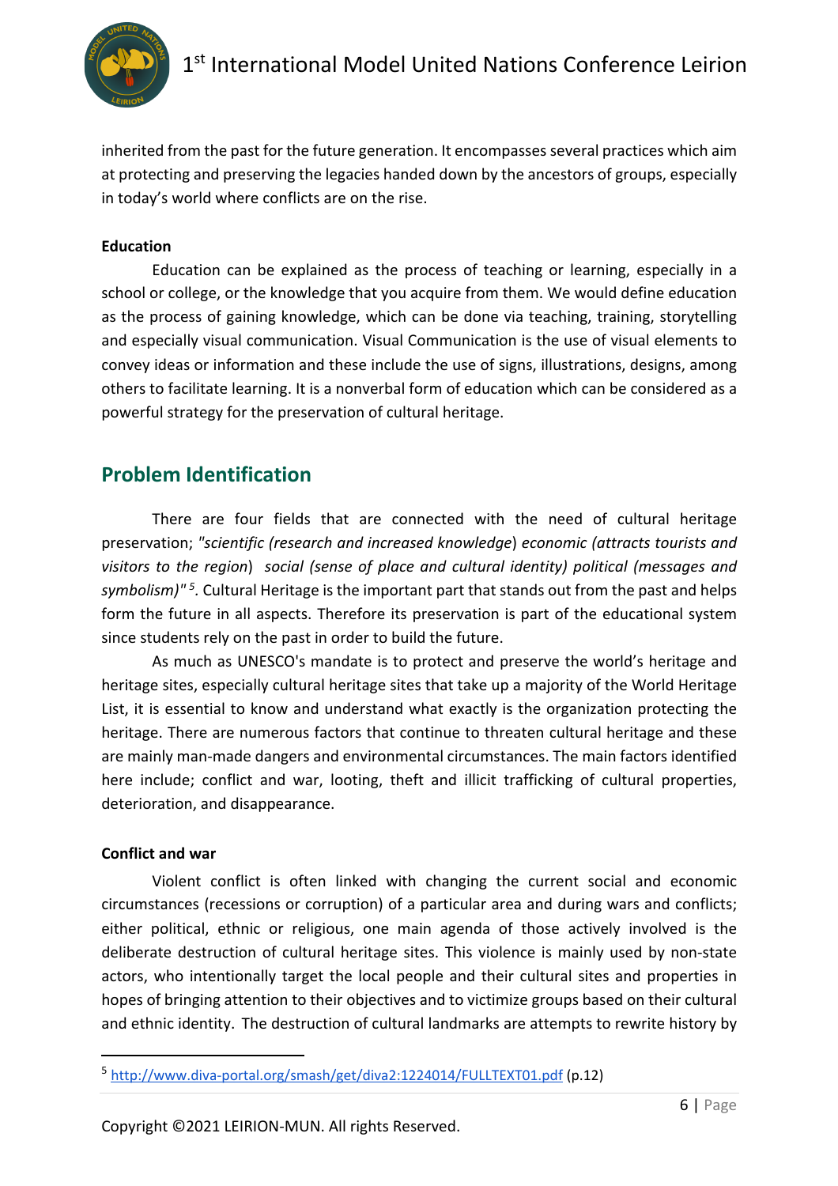inherited from the past for the future generation. It encompasses several practices which aim at protecting and preserving the legacies handed down by the ancestors of groups, especially in today's world where conflicts are on the rise.

**Education**

Education can be explained as the process of teaching or learning, especially in a school or college, or the knowledge that you acquire from them. We would define education as the process of gaining knowledge, which can be done via teaching, training, storytelling and especially visual communication. Visual Communication is the use of visual elements to convey ideas or information and these include the use of signs, illustrations, designs, among others to facilitate learning. It is a nonverbal form of education which can be considered as a powerful strategy for the preservation of cultural heritage.

## Problem Identification

There are four fields that are connected with the need of cultural heritage preservation; *"scientific (research and increased knowledge*) *economic (attracts tourists and visitors to the region*) *social (sense of place and cultural identity) political (messages and symbolism)"* [5]. Cultural Heritage is the important part that stands out from the past and helps form the future in all aspects. Therefore its preservation is part of the educational system since students rely on the past in order to build the future.

As much as UNESCO's mandate is to protect and preserve the world's heritage and heritage sites, especially cultural heritage sites that take up a majority of the World Heritage List, it is essential to know and understand what exactly is the organization protecting the heritage. There are numerous factors that continue to threaten cultural heritage and these are mainly man-made dangers and environmental circumstances. The main factors identified here include; conflict and war, looting, theft and illicit trafficking of cultural properties, deterioration, and disappearance.

**Conflict and war**

Violent conflict is often linked with changing the current social and economic circumstances (recessions or corruption) of a particular area and during wars and conflicts; either political, ethnic or religious, one main agenda of those actively involved is the deliberate destruction of cultural heritage sites. This violence is mainly used by non-state actors, who intentionally target the local people and their cultural sites and properties in hopes of bringing attention to their objectives and to victimize groups based on their cultural and ethnic identity. The destruction of cultural landmarks are attempts to rewrite history by

---

[5] http://www.diva-portal.org/smash/get/diva2:1224014/FULLTEXT01.pdf (p.12)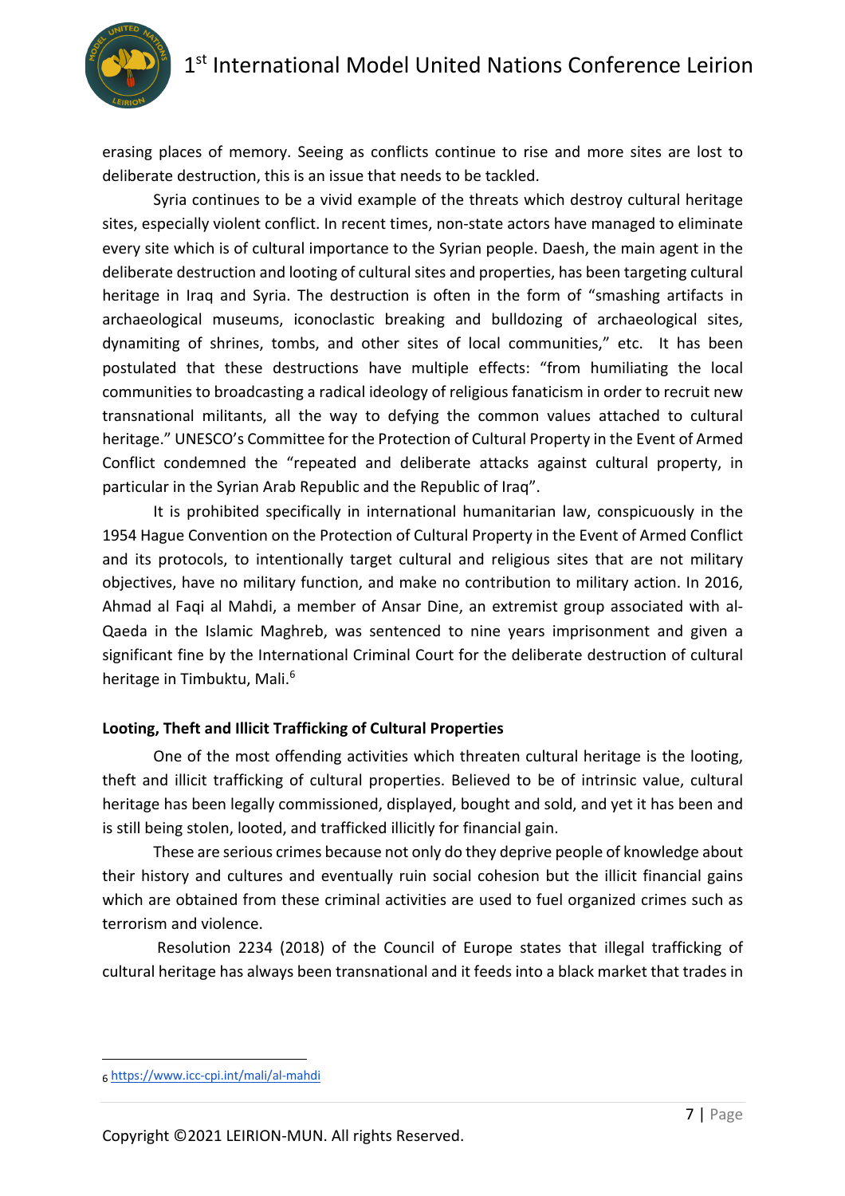erasing places of memory. Seeing as conflicts continue to rise and more sites are lost to deliberate destruction, this is an issue that needs to be tackled.

Syria continues to be a vivid example of the threats which destroy cultural heritage sites, especially violent conflict. In recent times, non-state actors have managed to eliminate every site which is of cultural importance to the Syrian people. Daesh, the main agent in the deliberate destruction and looting of cultural sites and properties, has been targeting cultural heritage in Iraq and Syria. The destruction is often in the form of "smashing artifacts in archaeological museums, iconoclastic breaking and bulldozing of archaeological sites, dynamiting of shrines, tombs, and other sites of local communities," etc. It has been postulated that these destructions have multiple effects: "from humiliating the local communities to broadcasting a radical ideology of religious fanaticism in order to recruit new transnational militants, all the way to defying the common values attached to cultural heritage." UNESCO's Committee for the Protection of Cultural Property in the Event of Armed Conflict condemned the "repeated and deliberate attacks against cultural property, in particular in the Syrian Arab Republic and the Republic of Iraq".

It is prohibited specifically in international humanitarian law, conspicuously in the 1954 Hague Convention on the Protection of Cultural Property in the Event of Armed Conflict and its protocols, to intentionally target cultural and religious sites that are not military objectives, have no military function, and make no contribution to military action. In 2016, Ahmad al Faqi al Mahdi, a member of Ansar Dine, an extremist group associated with al-Qaeda in the Islamic Maghreb, was sentenced to nine years imprisonment and given a significant fine by the International Criminal Court for the deliberate destruction of cultural heritage in Timbuktu, Mali.[6]

**Looting, Theft and Illicit Trafficking of Cultural Properties**

One of the most offending activities which threaten cultural heritage is the looting, theft and illicit trafficking of cultural properties. Believed to be of intrinsic value, cultural heritage has been legally commissioned, displayed, bought and sold, and yet it has been and is still being stolen, looted, and trafficked illicitly for financial gain.

These are serious crimes because not only do they deprive people of knowledge about their history and cultures and eventually ruin social cohesion but the illicit financial gains which are obtained from these criminal activities are used to fuel organized crimes such as terrorism and violence.

Resolution 2234 (2018) of the Council of Europe states that illegal trafficking of cultural heritage has always been transnational and it feeds into a black market that trades in

[6] https://www.icc-cpi.int/mali/al-mahdi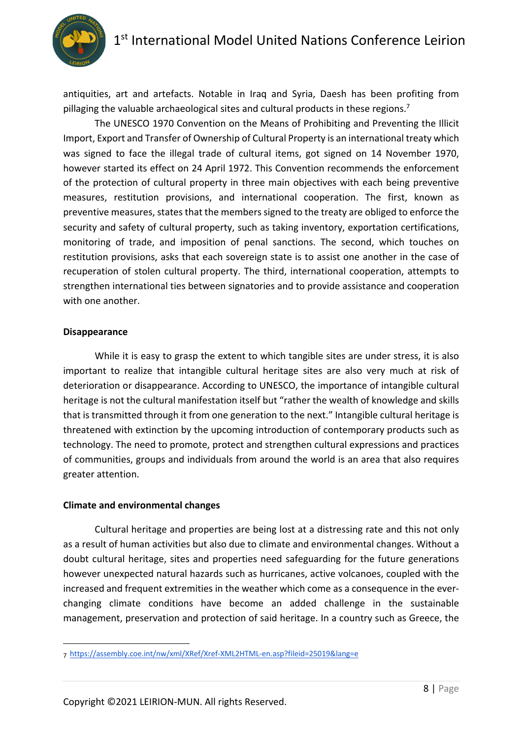antiquities, art and artefacts. Notable in Iraq and Syria, Daesh has been profiting from pillaging the valuable archaeological sites and cultural products in these regions.[7]

The UNESCO 1970 Convention on the Means of Prohibiting and Preventing the Illicit Import, Export and Transfer of Ownership of Cultural Property is an international treaty which was signed to face the illegal trade of cultural items, got signed on 14 November 1970, however started its effect on 24 April 1972. This Convention recommends the enforcement of the protection of cultural property in three main objectives with each being preventive measures, restitution provisions, and international cooperation. The first, known as preventive measures, states that the members signed to the treaty are obliged to enforce the security and safety of cultural property, such as taking inventory, exportation certifications, monitoring of trade, and imposition of penal sanctions. The second, which touches on restitution provisions, asks that each sovereign state is to assist one another in the case of recuperation of stolen cultural property. The third, international cooperation, attempts to strengthen international ties between signatories and to provide assistance and cooperation with one another.

**Disappearance**

While it is easy to grasp the extent to which tangible sites are under stress, it is also important to realize that intangible cultural heritage sites are also very much at risk of deterioration or disappearance. According to UNESCO, the importance of intangible cultural heritage is not the cultural manifestation itself but "rather the wealth of knowledge and skills that is transmitted through it from one generation to the next." Intangible cultural heritage is threatened with extinction by the upcoming introduction of contemporary products such as technology. The need to promote, protect and strengthen cultural expressions and practices of communities, groups and individuals from around the world is an area that also requires greater attention.

**Climate and environmental changes**

Cultural heritage and properties are being lost at a distressing rate and this not only as a result of human activities but also due to climate and environmental changes. Without a doubt cultural heritage, sites and properties need safeguarding for the future generations however unexpected natural hazards such as hurricanes, active volcanoes, coupled with the increased and frequent extremities in the weather which come as a consequence in the ever-changing climate conditions have become an added challenge in the sustainable management, preservation and protection of said heritage. In a country such as Greece, the

---

[7] https://assembly.coe.int/nw/xml/XRef/Xref-XML2HTML-en.asp?fileid=25019&lang=e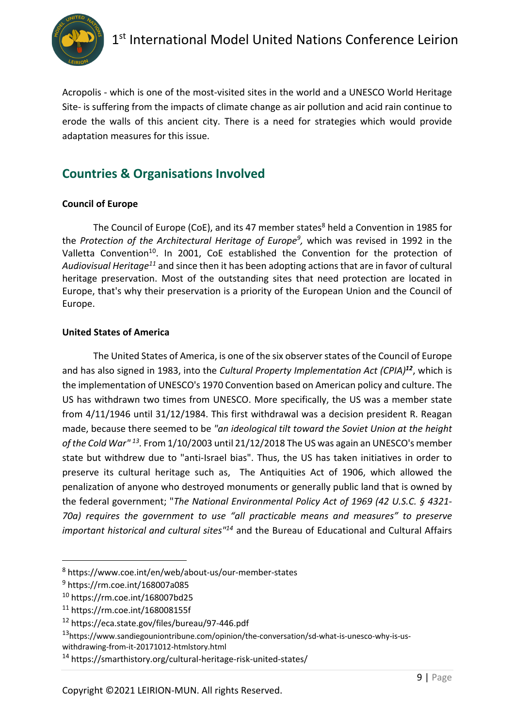Acropolis - which is one of the most-visited sites in the world and a UNESCO World Heritage Site- is suffering from the impacts of climate change as air pollution and acid rain continue to erode the walls of this ancient city. There is a need for strategies which would provide adaptation measures for this issue.

## Countries & Organisations Involved

**Council of Europe**

The Council of Europe (CoE), and its 47 member states[8] held a Convention in 1985 for the *Protection of the Architectural Heritage of Europe*[9], which was revised in 1992 in the Valletta Convention[10]. In 2001, CoE established the Convention for the protection of *Audiovisual Heritage*[11] and since then it has been adopting actions that are in favor of cultural heritage preservation. Most of the outstanding sites that need protection are located in Europe, that's why their preservation is a priority of the European Union and the Council of Europe.

**United States of America**

The United States of America, is one of the six observer states of the Council of Europe and has also signed in 1983, into the *Cultural Property Implementation Act (CPIA)*[12], which is the implementation of UNESCO's 1970 Convention based on American policy and culture. The US has withdrawn two times from UNESCO. More specifically, the US was a member state from 4/11/1946 until 31/12/1984. This first withdrawal was a decision president R. Reagan made, because there seemed to be *"an ideological tilt toward the Soviet Union at the height of the Cold War"*[13]. From 1/10/2003 until 21/12/2018 The US was again an UNESCO's member state but withdrew due to "anti-Israel bias". Thus, the US has taken initiatives in order to preserve its cultural heritage such as, The Antiquities Act of 1906, which allowed the penalization of anyone who destroyed monuments or generally public land that is owned by the federal government; "*The National Environmental Policy Act of 1969 (42 U.S.C. § 4321-70a) requires the government to use "all practicable means and measures" to preserve important historical and cultural sites"*[14] and the Bureau of Educational and Cultural Affairs

---

[8] https://www.coe.int/en/web/about-us/our-member-states

[9] https://rm.coe.int/168007a085

[10] https://rm.coe.int/168007bd25

[11] https://rm.coe.int/168008155f

[12] https://eca.state.gov/files/bureau/97-446.pdf

[13] https://www.sandiegouniontribune.com/opinion/the-conversation/sd-what-is-unesco-why-is-us-withdrawing-from-it-20171012-htmlstory.html

[14] https://smarthistory.org/cultural-heritage-risk-united-states/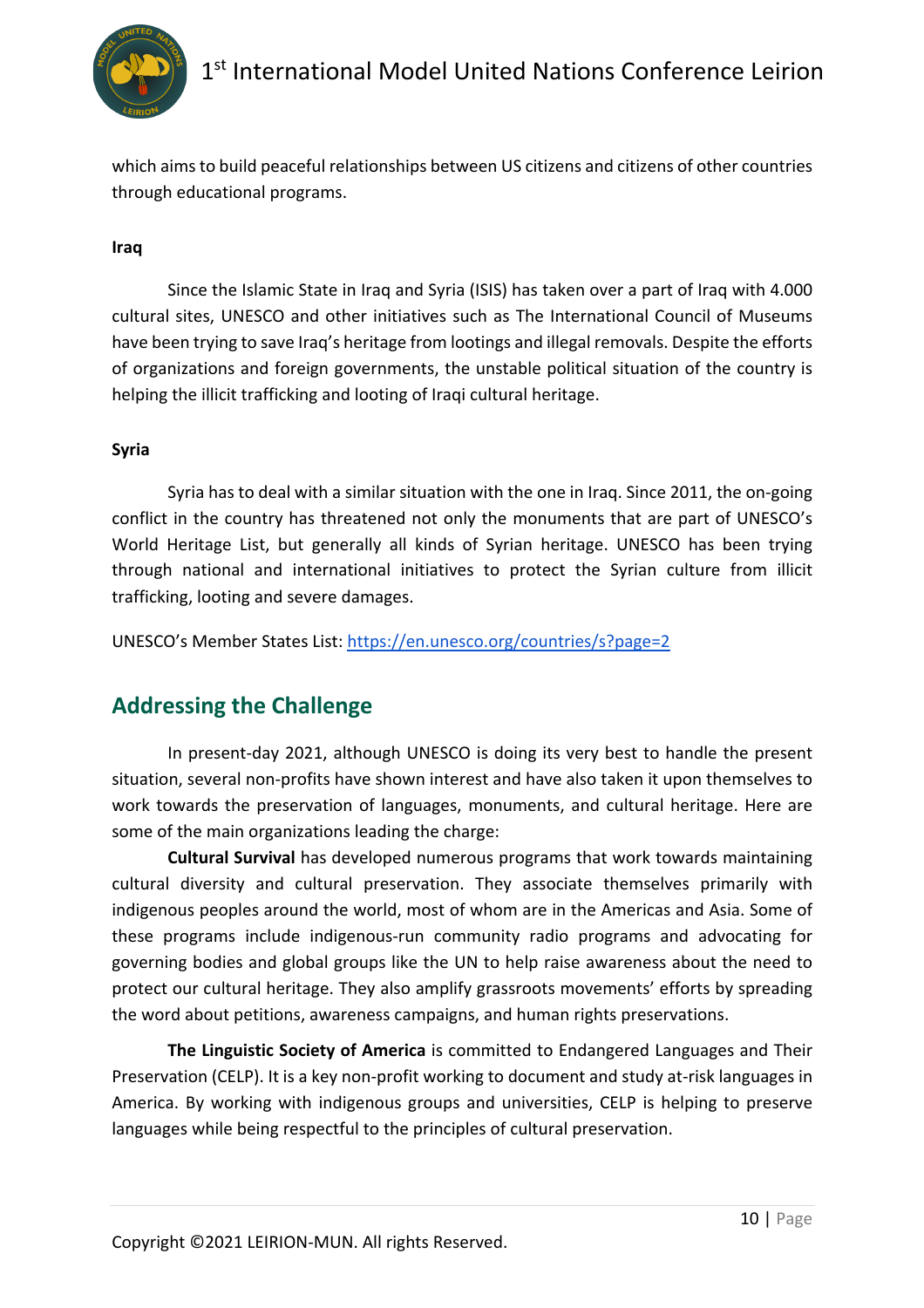which aims to build peaceful relationships between US citizens and citizens of other countries through educational programs.

**Iraq**

Since the Islamic State in Iraq and Syria (ISIS) has taken over a part of Iraq with 4.000 cultural sites, UNESCO and other initiatives such as The International Council of Museums have been trying to save Iraq's heritage from lootings and illegal removals. Despite the efforts of organizations and foreign governments, the unstable political situation of the country is helping the illicit trafficking and looting of Iraqi cultural heritage.

**Syria**

Syria has to deal with a similar situation with the one in Iraq. Since 2011, the on-going conflict in the country has threatened not only the monuments that are part of UNESCO's World Heritage List, but generally all kinds of Syrian heritage. UNESCO has been trying through national and international initiatives to protect the Syrian culture from illicit trafficking, looting and severe damages.

UNESCO's Member States List: [https://en.unesco.org/countries/s?page=2](https://en.unesco.org/countries/s?page=2)

## Addressing the Challenge

In present-day 2021, although UNESCO is doing its very best to handle the present situation, several non-profits have shown interest and have also taken it upon themselves to work towards the preservation of languages, monuments, and cultural heritage. Here are some of the main organizations leading the charge:

**Cultural Survival** has developed numerous programs that work towards maintaining cultural diversity and cultural preservation. They associate themselves primarily with indigenous peoples around the world, most of whom are in the Americas and Asia. Some of these programs include indigenous-run community radio programs and advocating for governing bodies and global groups like the UN to help raise awareness about the need to protect our cultural heritage. They also amplify grassroots movements' efforts by spreading the word about petitions, awareness campaigns, and human rights preservations.

**The Linguistic Society of America** is committed to Endangered Languages and Their Preservation (CELP). It is a key non-profit working to document and study at-risk languages in America. By working with indigenous groups and universities, CELP is helping to preserve languages while being respectful to the principles of cultural preservation.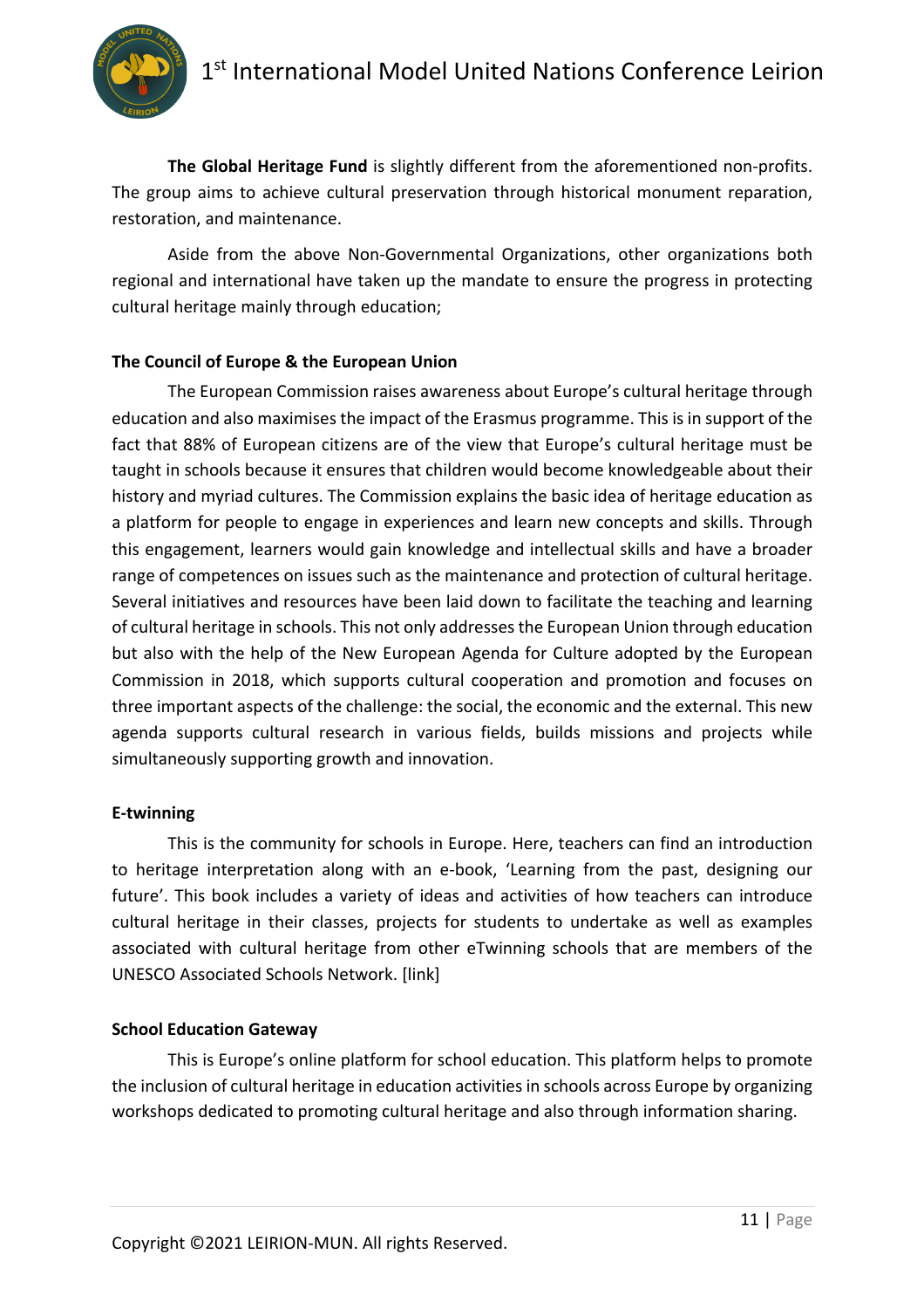**The Global Heritage Fund** is slightly different from the aforementioned non-profits. The group aims to achieve cultural preservation through historical monument reparation, restoration, and maintenance.

Aside from the above Non-Governmental Organizations, other organizations both regional and international have taken up the mandate to ensure the progress in protecting cultural heritage mainly through education;

**The Council of Europe & the European Union**

The European Commission raises awareness about Europe's cultural heritage through education and also maximises the impact of the Erasmus programme. This is in support of the fact that 88% of European citizens are of the view that Europe's cultural heritage must be taught in schools because it ensures that children would become knowledgeable about their history and myriad cultures. The Commission explains the basic idea of heritage education as a platform for people to engage in experiences and learn new concepts and skills. Through this engagement, learners would gain knowledge and intellectual skills and have a broader range of competences on issues such as the maintenance and protection of cultural heritage. Several initiatives and resources have been laid down to facilitate the teaching and learning of cultural heritage in schools. This not only addresses the European Union through education but also with the help of the New European Agenda for Culture adopted by the European Commission in 2018, which supports cultural cooperation and promotion and focuses on three important aspects of the challenge: the social, the economic and the external. This new agenda supports cultural research in various fields, builds missions and projects while simultaneously supporting growth and innovation.

**E-twinning**

This is the community for schools in Europe. Here, teachers can find an introduction to heritage interpretation along with an e-book, 'Learning from the past, designing our future'. This book includes a variety of ideas and activities of how teachers can introduce cultural heritage in their classes, projects for students to undertake as well as examples associated with cultural heritage from other eTwinning schools that are members of the UNESCO Associated Schools Network. [link]

**School Education Gateway**

This is Europe's online platform for school education. This platform helps to promote the inclusion of cultural heritage in education activities in schools across Europe by organizing workshops dedicated to promoting cultural heritage and also through information sharing.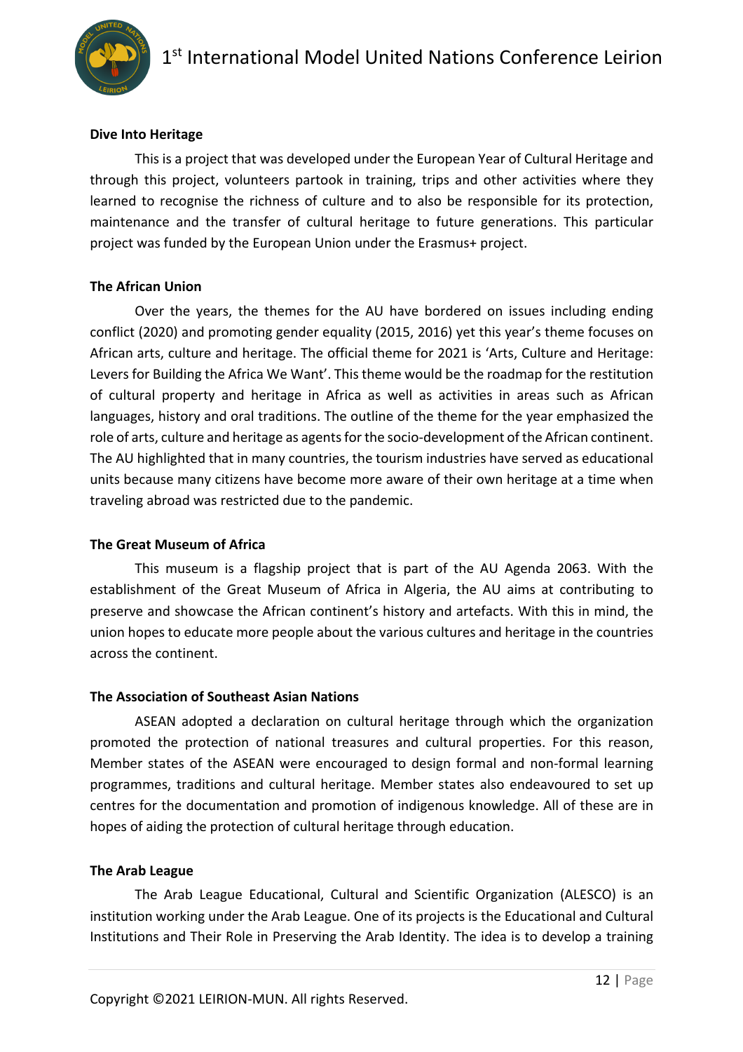**Dive Into Heritage**

This is a project that was developed under the European Year of Cultural Heritage and through this project, volunteers partook in training, trips and other activities where they learned to recognise the richness of culture and to also be responsible for its protection, maintenance and the transfer of cultural heritage to future generations. This particular project was funded by the European Union under the Erasmus+ project.

**The African Union**

Over the years, the themes for the AU have bordered on issues including ending conflict (2020) and promoting gender equality (2015, 2016) yet this year's theme focuses on African arts, culture and heritage. The official theme for 2021 is 'Arts, Culture and Heritage: Levers for Building the Africa We Want'. This theme would be the roadmap for the restitution of cultural property and heritage in Africa as well as activities in areas such as African languages, history and oral traditions. The outline of the theme for the year emphasized the role of arts, culture and heritage as agents for the socio-development of the African continent. The AU highlighted that in many countries, the tourism industries have served as educational units because many citizens have become more aware of their own heritage at a time when traveling abroad was restricted due to the pandemic.

**The Great Museum of Africa**

This museum is a flagship project that is part of the AU Agenda 2063. With the establishment of the Great Museum of Africa in Algeria, the AU aims at contributing to preserve and showcase the African continent's history and artefacts. With this in mind, the union hopes to educate more people about the various cultures and heritage in the countries across the continent.

**The Association of Southeast Asian Nations**

ASEAN adopted a declaration on cultural heritage through which the organization promoted the protection of national treasures and cultural properties. For this reason, Member states of the ASEAN were encouraged to design formal and non-formal learning programmes, traditions and cultural heritage. Member states also endeavoured to set up centres for the documentation and promotion of indigenous knowledge. All of these are in hopes of aiding the protection of cultural heritage through education.

**The Arab League**

The Arab League Educational, Cultural and Scientific Organization (ALESCO) is an institution working under the Arab League. One of its projects is the Educational and Cultural Institutions and Their Role in Preserving the Arab Identity. The idea is to develop a training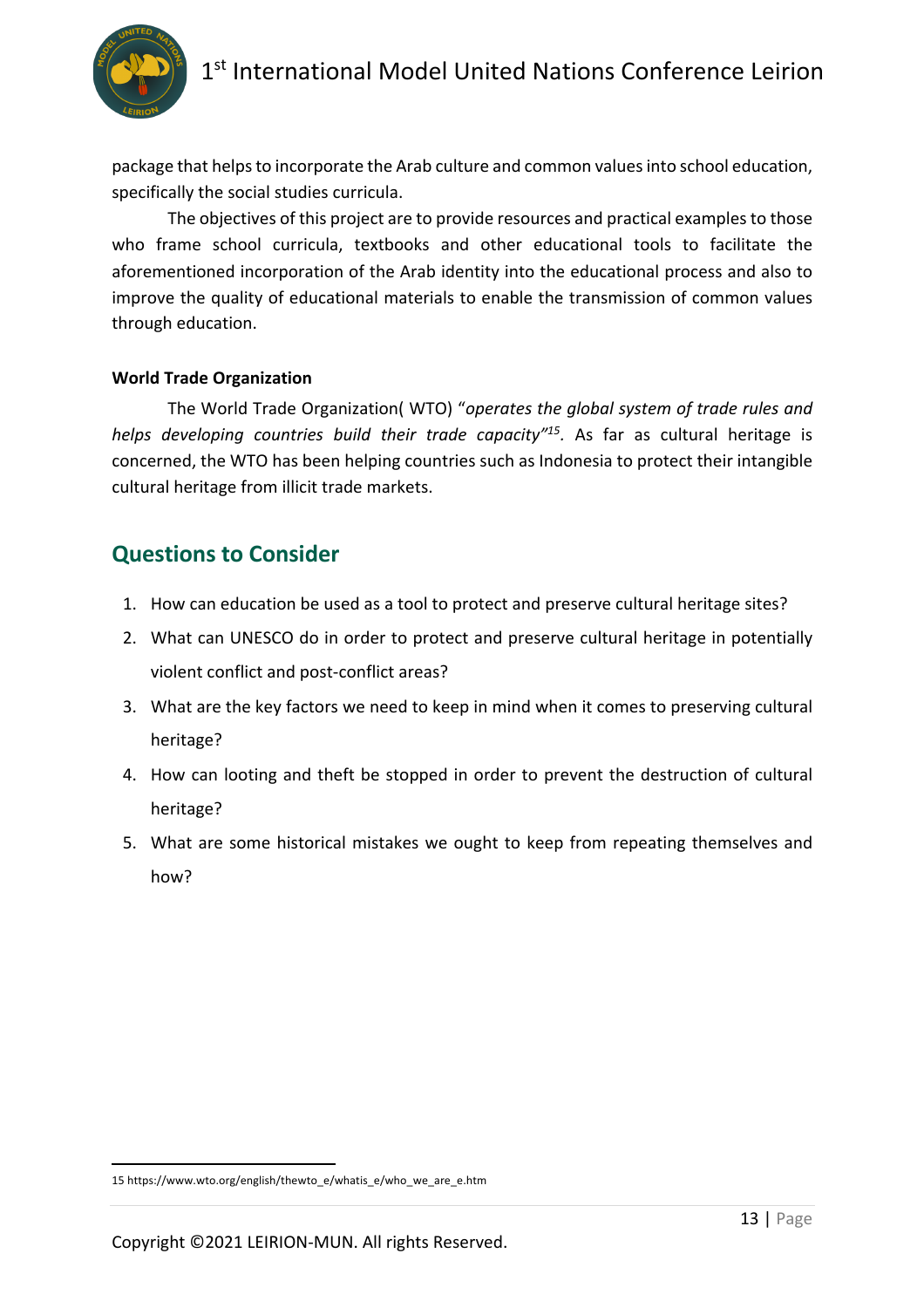package that helps to incorporate the Arab culture and common values into school education, specifically the social studies curricula.

The objectives of this project are to provide resources and practical examples to those who frame school curricula, textbooks and other educational tools to facilitate the aforementioned incorporation of the Arab identity into the educational process and also to improve the quality of educational materials to enable the transmission of common values through education.

**World Trade Organization**

The World Trade Organization( WTO) "*operates the global system of trade rules and helps developing countries build their trade capacity*"[15]. As far as cultural heritage is concerned, the WTO has been helping countries such as Indonesia to protect their intangible cultural heritage from illicit trade markets.

## Questions to Consider

1. How can education be used as a tool to protect and preserve cultural heritage sites?
2. What can UNESCO do in order to protect and preserve cultural heritage in potentially violent conflict and post-conflict areas?
3. What are the key factors we need to keep in mind when it comes to preserving cultural heritage?
4. How can looting and theft be stopped in order to prevent the destruction of cultural heritage?
5. What are some historical mistakes we ought to keep from repeating themselves and how?

---

15 https://www.wto.org/english/thewto_e/whatis_e/who_we_are_e.htm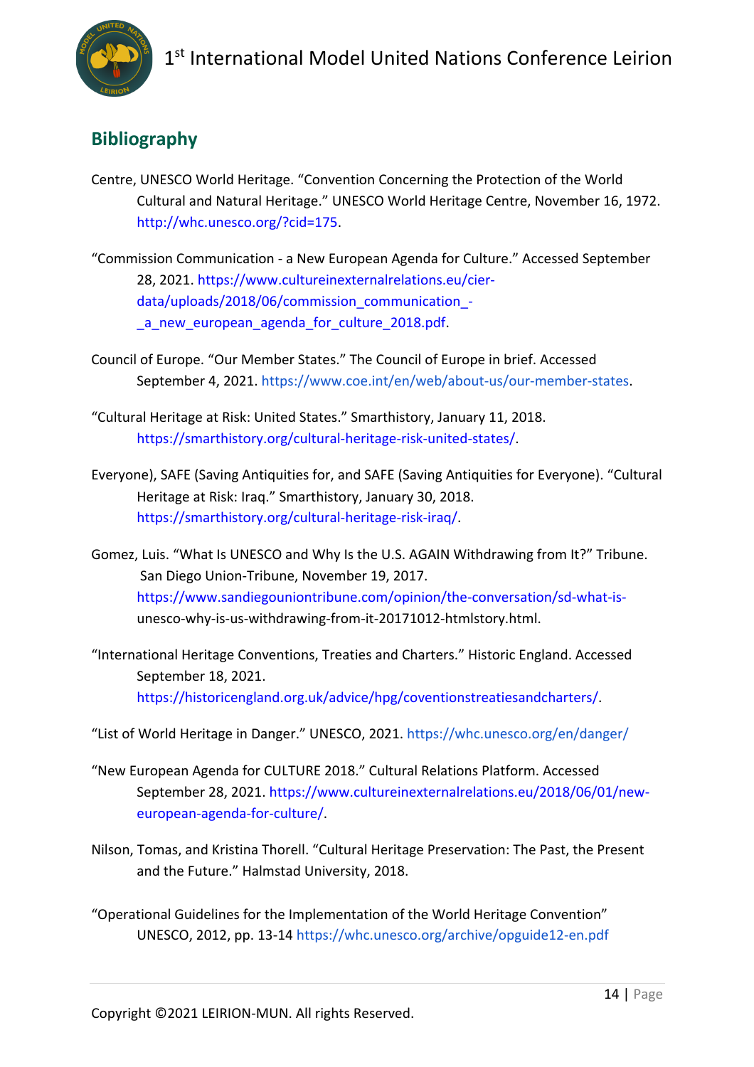## Bibliography

Centre, UNESCO World Heritage. "Convention Concerning the Protection of the World Cultural and Natural Heritage." UNESCO World Heritage Centre, November 16, 1972. http://whc.unesco.org/?cid=175.

"Commission Communication - a New European Agenda for Culture." Accessed September 28, 2021. https://www.cultureinexternalrelations.eu/cier-data/uploads/2018/06/commission_communication_-_a_new_european_agenda_for_culture_2018.pdf.

Council of Europe. "Our Member States." The Council of Europe in brief. Accessed September 4, 2021. https://www.coe.int/en/web/about-us/our-member-states.

"Cultural Heritage at Risk: United States." Smarthistory, January 11, 2018. https://smarthistory.org/cultural-heritage-risk-united-states/.

Everyone), SAFE (Saving Antiquities for, and SAFE (Saving Antiquities for Everyone). "Cultural Heritage at Risk: Iraq." Smarthistory, January 30, 2018. https://smarthistory.org/cultural-heritage-risk-iraq/.

Gomez, Luis. "What Is UNESCO and Why Is the U.S. AGAIN Withdrawing from It?" Tribune. San Diego Union-Tribune, November 19, 2017. https://www.sandiegouniontribune.com/opinion/the-conversation/sd-what-is-unesco-why-is-us-withdrawing-from-it-20171012-htmlstory.html.

"International Heritage Conventions, Treaties and Charters." Historic England. Accessed September 18, 2021. https://historicengland.org.uk/advice/hpg/coventionstreatiesandcharters/.

"List of World Heritage in Danger." UNESCO, 2021. https://whc.unesco.org/en/danger/

"New European Agenda for CULTURE 2018." Cultural Relations Platform. Accessed September 28, 2021. https://www.cultureinexternalrelations.eu/2018/06/01/new-european-agenda-for-culture/.

Nilson, Tomas, and Kristina Thorell. "Cultural Heritage Preservation: The Past, the Present and the Future." Halmstad University, 2018.

"Operational Guidelines for the Implementation of the World Heritage Convention" UNESCO, 2012, pp. 13-14 https://whc.unesco.org/archive/opguide12-en.pdf

Copyright ©2021 LEIRION-MUN. All rights Reserved.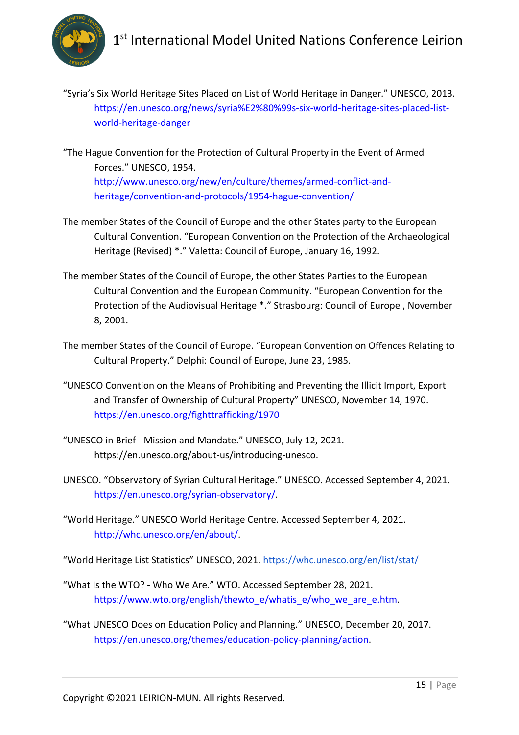"Syria's Six World Heritage Sites Placed on List of World Heritage in Danger." UNESCO, 2013. https://en.unesco.org/news/syria%E2%80%99s-six-world-heritage-sites-placed-list-world-heritage-danger

"The Hague Convention for the Protection of Cultural Property in the Event of Armed Forces." UNESCO, 1954. http://www.unesco.org/new/en/culture/themes/armed-conflict-and-heritage/convention-and-protocols/1954-hague-convention/

The member States of the Council of Europe and the other States party to the European Cultural Convention. "European Convention on the Protection of the Archaeological Heritage (Revised) *." Valetta: Council of Europe, January 16, 1992.

The member States of the Council of Europe, the other States Parties to the European Cultural Convention and the European Community. "European Convention for the Protection of the Audiovisual Heritage *." Strasbourg: Council of Europe , November 8, 2001.

The member States of the Council of Europe. "European Convention on Offences Relating to Cultural Property." Delphi: Council of Europe, June 23, 1985.

"UNESCO Convention on the Means of Prohibiting and Preventing the Illicit Import, Export and Transfer of Ownership of Cultural Property" UNESCO, November 14, 1970. https://en.unesco.org/fighttrafficking/1970

"UNESCO in Brief - Mission and Mandate." UNESCO, July 12, 2021. https://en.unesco.org/about-us/introducing-unesco.

UNESCO. "Observatory of Syrian Cultural Heritage." UNESCO. Accessed September 4, 2021. https://en.unesco.org/syrian-observatory/.

"World Heritage." UNESCO World Heritage Centre. Accessed September 4, 2021. http://whc.unesco.org/en/about/.

"World Heritage List Statistics" UNESCO, 2021. https://whc.unesco.org/en/list/stat/

"What Is the WTO? - Who We Are." WTO. Accessed September 28, 2021. https://www.wto.org/english/thewto_e/whatis_e/who_we_are_e.htm.

"What UNESCO Does on Education Policy and Planning." UNESCO, December 20, 2017. https://en.unesco.org/themes/education-policy-planning/action.